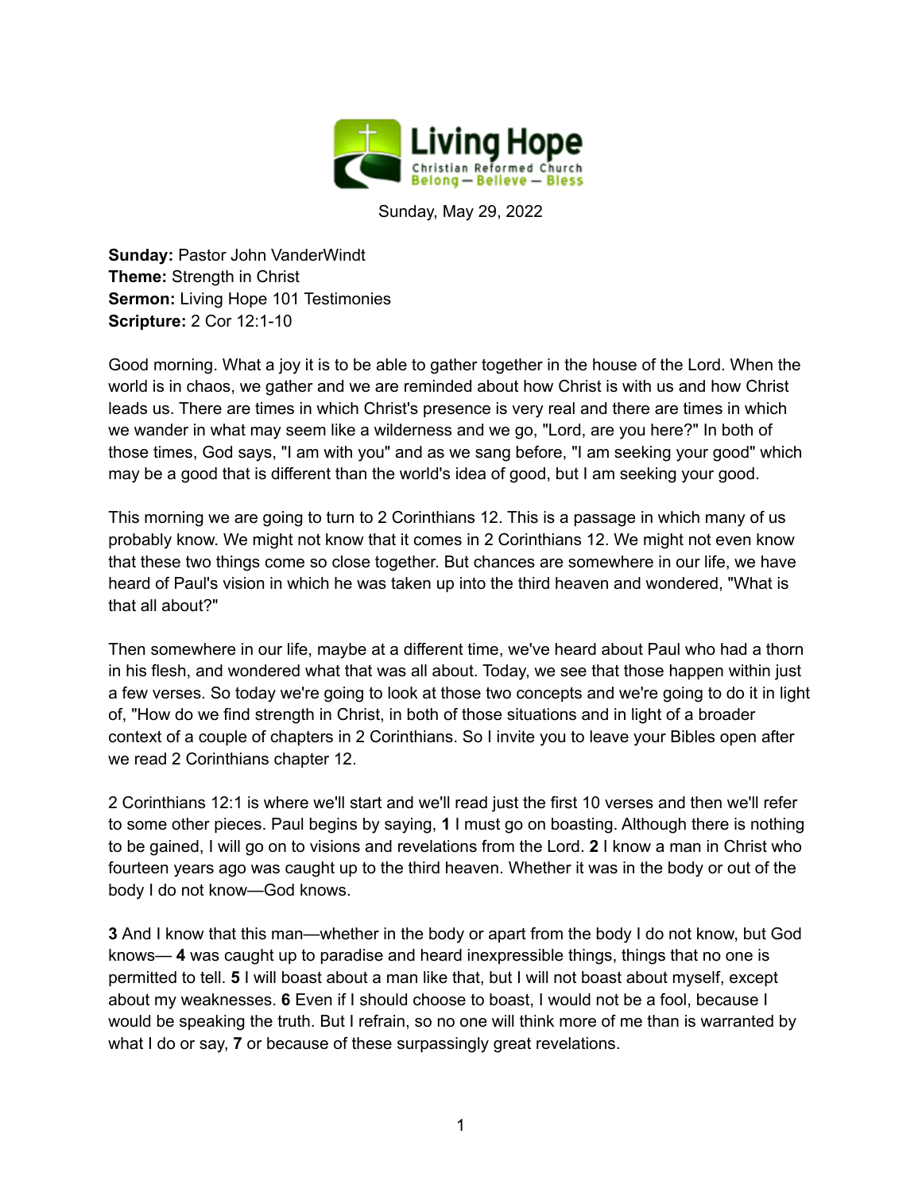Sunday, May 29, 2022

**Sunday:** Pastor John VanderWindt
**Theme:** Strength in Christ
**Sermon:** Living Hope 101 Testimonies
**Scripture:** 2 Cor 12:1-10

Good morning. What a joy it is to be able to gather together in the house of the Lord. When the world is in chaos, we gather and we are reminded about how Christ is with us and how Christ leads us. There are times in which Christ's presence is very real and there are times in which we wander in what may seem like a wilderness and we go, "Lord, are you here?" In both of those times, God says, "I am with you" and as we sang before, "I am seeking your good" which may be a good that is different than the world's idea of good, but I am seeking your good.

This morning we are going to turn to 2 Corinthians 12. This is a passage in which many of us probably know. We might not know that it comes in 2 Corinthians 12. We might not even know that these two things come so close together. But chances are somewhere in our life, we have heard of Paul's vision in which he was taken up into the third heaven and wondered, "What is that all about?"

Then somewhere in our life, maybe at a different time, we've heard about Paul who had a thorn in his flesh, and wondered what that was all about. Today, we see that those happen within just a few verses. So today we're going to look at those two concepts and we're going to do it in light of, "How do we find strength in Christ, in both of those situations and in light of a broader context of a couple of chapters in 2 Corinthians. So I invite you to leave your Bibles open after we read 2 Corinthians chapter 12.

2 Corinthians 12:1 is where we'll start and we'll read just the first 10 verses and then we'll refer to some other pieces. Paul begins by saying, **1** I must go on boasting. Although there is nothing to be gained, I will go on to visions and revelations from the Lord. **2** I know a man in Christ who fourteen years ago was caught up to the third heaven. Whether it was in the body or out of the body I do not know—God knows.

**3** And I know that this man—whether in the body or apart from the body I do not know, but God knows— **4** was caught up to paradise and heard inexpressible things, things that no one is permitted to tell. **5** I will boast about a man like that, but I will not boast about myself, except about my weaknesses. **6** Even if I should choose to boast, I would not be a fool, because I would be speaking the truth. But I refrain, so no one will think more of me than is warranted by what I do or say, **7** or because of these surpassingly great revelations.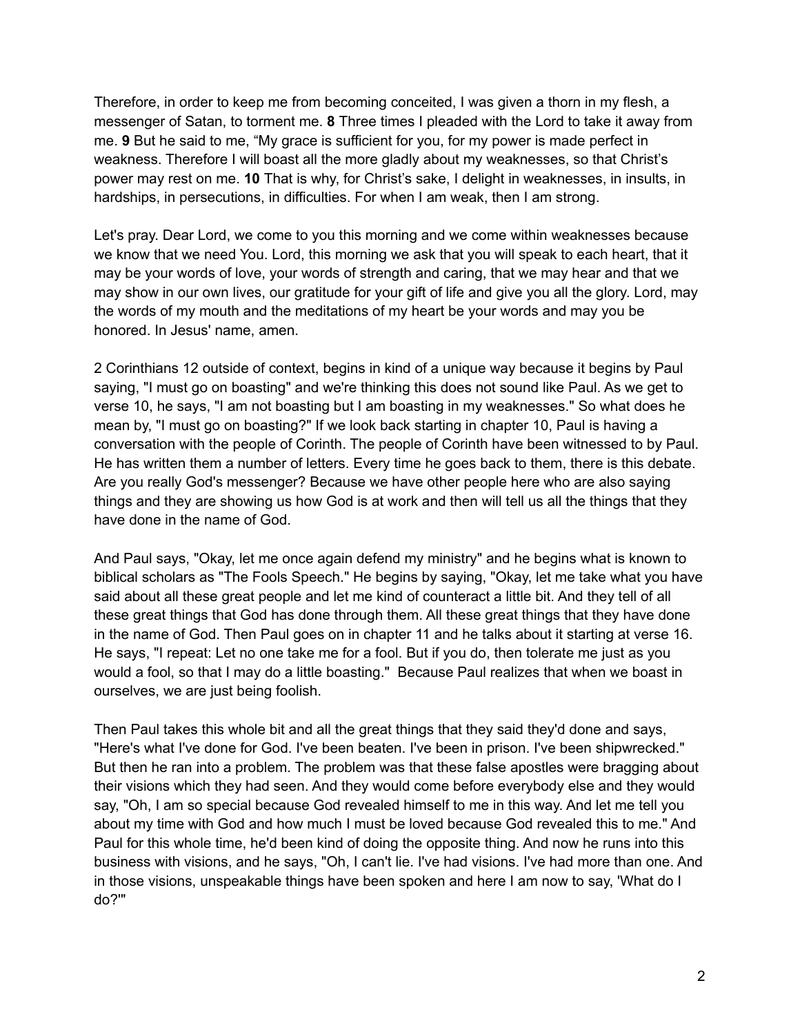Therefore, in order to keep me from becoming conceited, I was given a thorn in my flesh, a messenger of Satan, to torment me. **8** Three times I pleaded with the Lord to take it away from me. **9** But he said to me, "My grace is sufficient for you, for my power is made perfect in weakness. Therefore I will boast all the more gladly about my weaknesses, so that Christ's power may rest on me. **10** That is why, for Christ's sake, I delight in weaknesses, in insults, in hardships, in persecutions, in difficulties. For when I am weak, then I am strong.

Let's pray. Dear Lord, we come to you this morning and we come within weaknesses because we know that we need You. Lord, this morning we ask that you will speak to each heart, that it may be your words of love, your words of strength and caring, that we may hear and that we may show in our own lives, our gratitude for your gift of life and give you all the glory. Lord, may the words of my mouth and the meditations of my heart be your words and may you be honored. In Jesus' name, amen.

2 Corinthians 12 outside of context, begins in kind of a unique way because it begins by Paul saying, "I must go on boasting" and we're thinking this does not sound like Paul. As we get to verse 10, he says, "I am not boasting but I am boasting in my weaknesses." So what does he mean by, "I must go on boasting?" If we look back starting in chapter 10, Paul is having a conversation with the people of Corinth. The people of Corinth have been witnessed to by Paul. He has written them a number of letters. Every time he goes back to them, there is this debate. Are you really God's messenger? Because we have other people here who are also saying things and they are showing us how God is at work and then will tell us all the things that they have done in the name of God.

And Paul says, "Okay, let me once again defend my ministry" and he begins what is known to biblical scholars as "The Fools Speech." He begins by saying, "Okay, let me take what you have said about all these great people and let me kind of counteract a little bit. And they tell of all these great things that God has done through them. All these great things that they have done in the name of God. Then Paul goes on in chapter 11 and he talks about it starting at verse 16. He says, "I repeat: Let no one take me for a fool. But if you do, then tolerate me just as you would a fool, so that I may do a little boasting." Because Paul realizes that when we boast in ourselves, we are just being foolish.

Then Paul takes this whole bit and all the great things that they said they'd done and says, "Here's what I've done for God. I've been beaten. I've been in prison. I've been shipwrecked." But then he ran into a problem. The problem was that these false apostles were bragging about their visions which they had seen. And they would come before everybody else and they would say, "Oh, I am so special because God revealed himself to me in this way. And let me tell you about my time with God and how much I must be loved because God revealed this to me." And Paul for this whole time, he'd been kind of doing the opposite thing. And now he runs into this business with visions, and he says, "Oh, I can't lie. I've had visions. I've had more than one. And in those visions, unspeakable things have been spoken and here I am now to say, 'What do I do?'"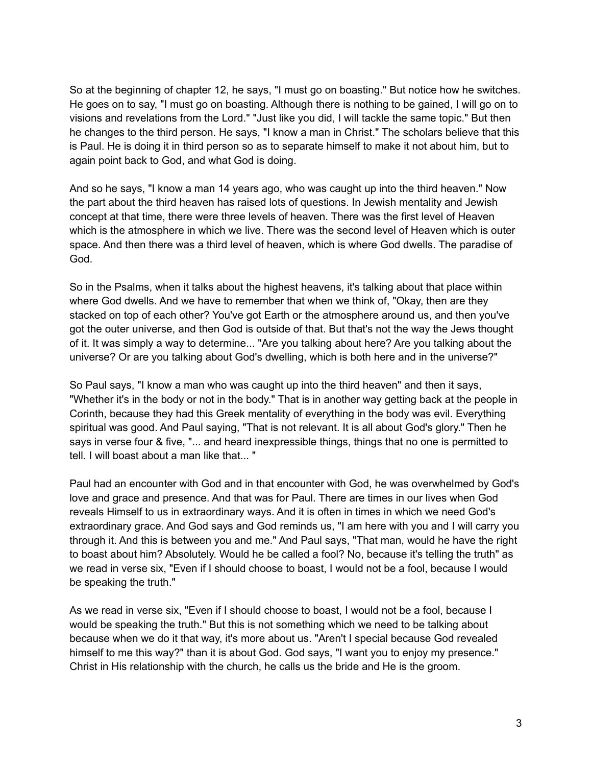So at the beginning of chapter 12, he says, "I must go on boasting." But notice how he switches. He goes on to say, "I must go on boasting. Although there is nothing to be gained, I will go on to visions and revelations from the Lord." "Just like you did, I will tackle the same topic." But then he changes to the third person. He says, "I know a man in Christ." The scholars believe that this is Paul. He is doing it in third person so as to separate himself to make it not about him, but to again point back to God, and what God is doing.

And so he says, "I know a man 14 years ago, who was caught up into the third heaven." Now the part about the third heaven has raised lots of questions. In Jewish mentality and Jewish concept at that time, there were three levels of heaven. There was the first level of Heaven which is the atmosphere in which we live. There was the second level of Heaven which is outer space. And then there was a third level of heaven, which is where God dwells. The paradise of God.

So in the Psalms, when it talks about the highest heavens, it's talking about that place within where God dwells. And we have to remember that when we think of, "Okay, then are they stacked on top of each other? You've got Earth or the atmosphere around us, and then you've got the outer universe, and then God is outside of that. But that's not the way the Jews thought of it. It was simply a way to determine... "Are you talking about here? Are you talking about the universe? Or are you talking about God's dwelling, which is both here and in the universe?"

So Paul says, "I know a man who was caught up into the third heaven" and then it says, "Whether it's in the body or not in the body." That is in another way getting back at the people in Corinth, because they had this Greek mentality of everything in the body was evil. Everything spiritual was good. And Paul saying, "That is not relevant. It is all about God's glory." Then he says in verse four & five, "... and heard inexpressible things, things that no one is permitted to tell. I will boast about a man like that... "

Paul had an encounter with God and in that encounter with God, he was overwhelmed by God's love and grace and presence. And that was for Paul. There are times in our lives when God reveals Himself to us in extraordinary ways. And it is often in times in which we need God's extraordinary grace. And God says and God reminds us, "I am here with you and I will carry you through it. And this is between you and me." And Paul says, "That man, would he have the right to boast about him? Absolutely. Would he be called a fool? No, because it's telling the truth" as we read in verse six, "Even if I should choose to boast, I would not be a fool, because I would be speaking the truth."

As we read in verse six, "Even if I should choose to boast, I would not be a fool, because I would be speaking the truth." But this is not something which we need to be talking about because when we do it that way, it's more about us. "Aren't I special because God revealed himself to me this way?" than it is about God. God says, "I want you to enjoy my presence." Christ in His relationship with the church, he calls us the bride and He is the groom.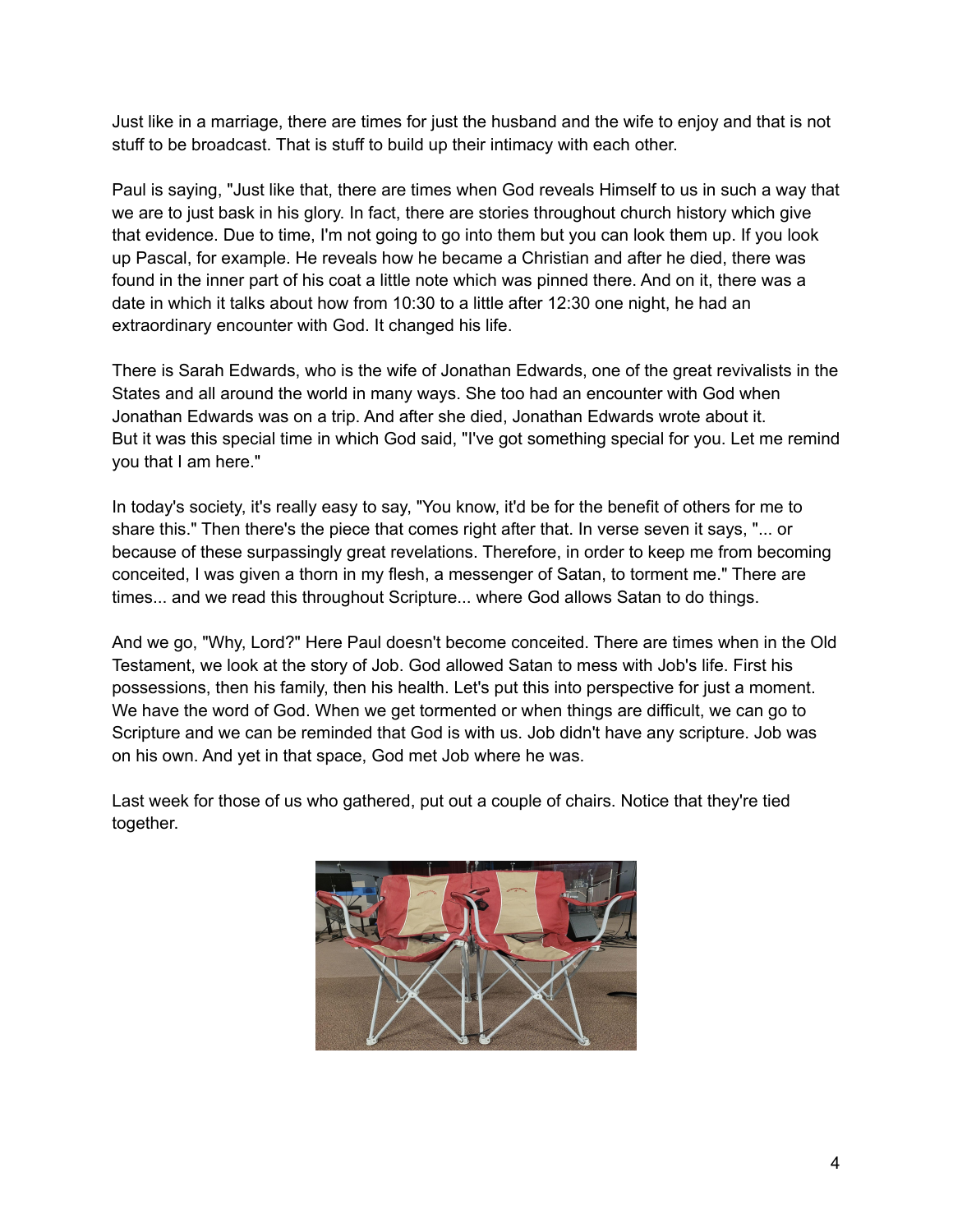Just like in a marriage, there are times for just the husband and the wife to enjoy and that is not stuff to be broadcast. That is stuff to build up their intimacy with each other.

Paul is saying, "Just like that, there are times when God reveals Himself to us in such a way that we are to just bask in his glory. In fact, there are stories throughout church history which give that evidence. Due to time, I'm not going to go into them but you can look them up. If you look up Pascal, for example. He reveals how he became a Christian and after he died, there was found in the inner part of his coat a little note which was pinned there. And on it, there was a date in which it talks about how from 10:30 to a little after 12:30 one night, he had an extraordinary encounter with God. It changed his life.

There is Sarah Edwards, who is the wife of Jonathan Edwards, one of the great revivalists in the States and all around the world in many ways. She too had an encounter with God when Jonathan Edwards was on a trip. And after she died, Jonathan Edwards wrote about it. But it was this special time in which God said, "I've got something special for you. Let me remind you that I am here."

In today's society, it's really easy to say, "You know, it'd be for the benefit of others for me to share this." Then there's the piece that comes right after that. In verse seven it says, "... or because of these surpassingly great revelations. Therefore, in order to keep me from becoming conceited, I was given a thorn in my flesh, a messenger of Satan, to torment me." There are times... and we read this throughout Scripture... where God allows Satan to do things.

And we go, "Why, Lord?" Here Paul doesn't become conceited. There are times when in the Old Testament, we look at the story of Job. God allowed Satan to mess with Job's life. First his possessions, then his family, then his health. Let's put this into perspective for just a moment. We have the word of God. When we get tormented or when things are difficult, we can go to Scripture and we can be reminded that God is with us. Job didn't have any scripture. Job was on his own. And yet in that space, God met Job where he was.

Last week for those of us who gathered, put out a couple of chairs. Notice that they're tied together.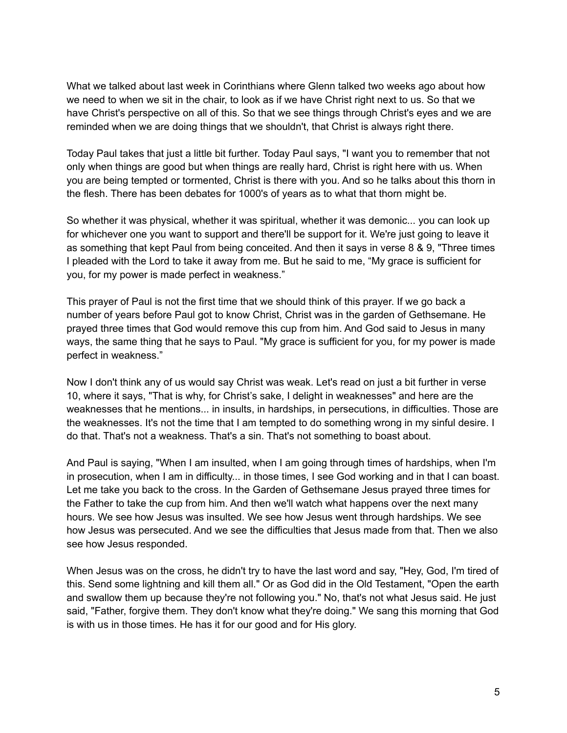What we talked about last week in Corinthians where Glenn talked two weeks ago about how we need to when we sit in the chair, to look as if we have Christ right next to us. So that we have Christ's perspective on all of this. So that we see things through Christ's eyes and we are reminded when we are doing things that we shouldn't, that Christ is always right there.

Today Paul takes that just a little bit further. Today Paul says, "I want you to remember that not only when things are good but when things are really hard, Christ is right here with us. When you are being tempted or tormented, Christ is there with you. And so he talks about this thorn in the flesh. There has been debates for 1000's of years as to what that thorn might be.

So whether it was physical, whether it was spiritual, whether it was demonic... you can look up for whichever one you want to support and there'll be support for it. We're just going to leave it as something that kept Paul from being conceited. And then it says in verse 8 & 9, "Three times I pleaded with the Lord to take it away from me. But he said to me, “My grace is sufficient for you, for my power is made perfect in weakness.”

This prayer of Paul is not the first time that we should think of this prayer. If we go back a number of years before Paul got to know Christ, Christ was in the garden of Gethsemane. He prayed three times that God would remove this cup from him. And God said to Jesus in many ways, the same thing that he says to Paul. "My grace is sufficient for you, for my power is made perfect in weakness.”

Now I don't think any of us would say Christ was weak. Let's read on just a bit further in verse 10, where it says, "That is why, for Christ’s sake, I delight in weaknesses" and here are the weaknesses that he mentions... in insults, in hardships, in persecutions, in difficulties. Those are the weaknesses. It's not the time that I am tempted to do something wrong in my sinful desire. I do that. That's not a weakness. That's a sin. That's not something to boast about.

And Paul is saying, "When I am insulted, when I am going through times of hardships, when I'm in prosecution, when I am in difficulty... in those times, I see God working and in that I can boast. Let me take you back to the cross. In the Garden of Gethsemane Jesus prayed three times for the Father to take the cup from him. And then we'll watch what happens over the next many hours. We see how Jesus was insulted. We see how Jesus went through hardships. We see how Jesus was persecuted. And we see the difficulties that Jesus made from that. Then we also see how Jesus responded.

When Jesus was on the cross, he didn't try to have the last word and say, "Hey, God, I'm tired of this. Send some lightning and kill them all." Or as God did in the Old Testament, "Open the earth and swallow them up because they're not following you." No, that's not what Jesus said. He just said, "Father, forgive them. They don't know what they're doing." We sang this morning that God is with us in those times. He has it for our good and for His glory.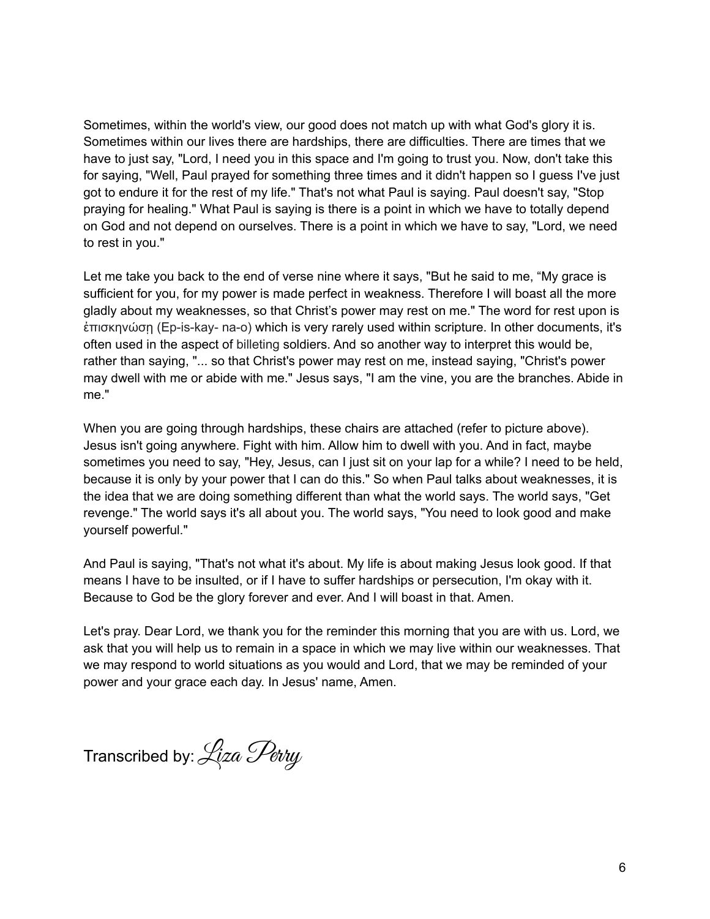Sometimes, within the world's view, our good does not match up with what God's glory it is. Sometimes within our lives there are hardships, there are difficulties. There are times that we have to just say, "Lord, I need you in this space and I'm going to trust you. Now, don't take this for saying, "Well, Paul prayed for something three times and it didn't happen so I guess I've just got to endure it for the rest of my life." That's not what Paul is saying. Paul doesn't say, "Stop praying for healing." What Paul is saying is there is a point in which we have to totally depend on God and not depend on ourselves. There is a point in which we have to say, "Lord, we need to rest in you."

Let me take you back to the end of verse nine where it says, "But he said to me, "My grace is sufficient for you, for my power is made perfect in weakness. Therefore I will boast all the more gladly about my weaknesses, so that Christ's power may rest on me." The word for rest upon is ἐπισκηνώση (Ep-is-kay- na-o) which is very rarely used within scripture. In other documents, it's often used in the aspect of billeting soldiers. And so another way to interpret this would be, rather than saying, "... so that Christ's power may rest on me, instead saying, "Christ's power may dwell with me or abide with me." Jesus says, "I am the vine, you are the branches. Abide in me."

When you are going through hardships, these chairs are attached (refer to picture above). Jesus isn't going anywhere. Fight with him. Allow him to dwell with you. And in fact, maybe sometimes you need to say, "Hey, Jesus, can I just sit on your lap for a while? I need to be held, because it is only by your power that I can do this." So when Paul talks about weaknesses, it is the idea that we are doing something different than what the world says. The world says, "Get revenge." The world says it's all about you. The world says, "You need to look good and make yourself powerful."

And Paul is saying, "That's not what it's about. My life is about making Jesus look good. If that means I have to be insulted, or if I have to suffer hardships or persecution, I'm okay with it. Because to God be the glory forever and ever. And I will boast in that. Amen.

Let's pray. Dear Lord, we thank you for the reminder this morning that you are with us. Lord, we ask that you will help us to remain in a space in which we may live within our weaknesses. That we may respond to world situations as you would and Lord, that we may be reminded of your power and your grace each day. In Jesus' name, Amen.

Transcribed by: *Liza Perry*